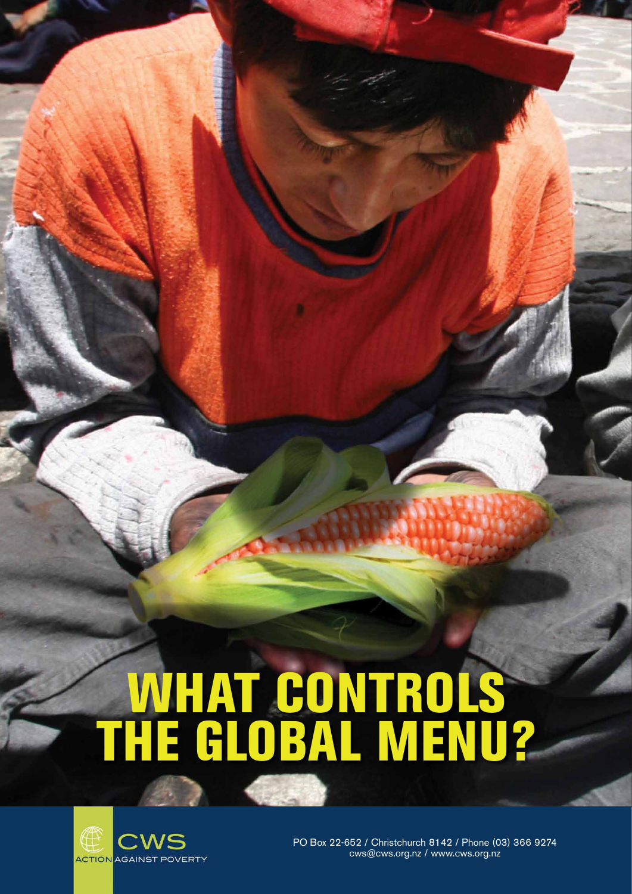# WHAT CONTROLS THE GLOBAL MENU?

CWS
ACTION AGAINST POVERTY

PO Box 22-652 / Christchurch 8142 / Phone (03) 366 9274
cws@cws.org.nz / www.cws.org.nz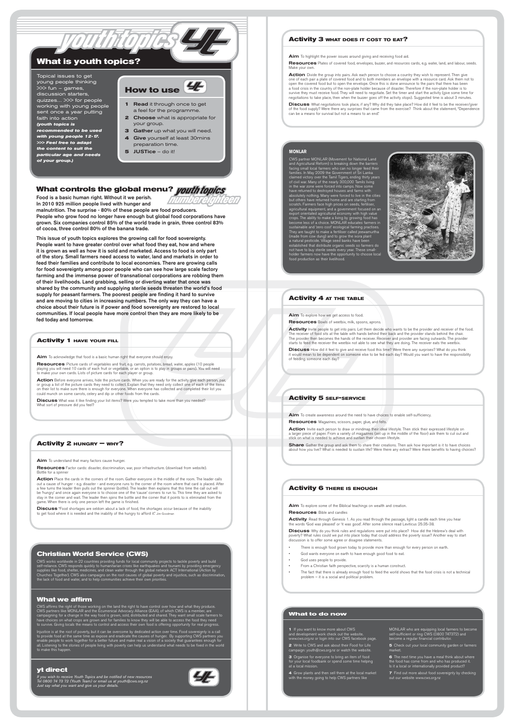# youth topics

## What is youth topics?

Topical issues to get young people thinking >>> fun – games, discussion starters, quizzes... >>> for people working with young people sent once a year putting faith into action
***(youth topics is recommended to be used with young people 12-17. >>> Feel free to adapt the content to suit the particular age and needs of your group.)***

## How to use

1. **Read** it through once to get a feel for the programme.
2. **Choose** what is appropriate for your group.
3. **Gather** up what you will need.
4. **Give** yourself at least 30mins preparation time.
5. **JUSTice** – do it!

## What controls the global menu? youth topics number eighteen

**Food is a basic human right. Without it we perish. In 2010 925 million people lived with hunger and malnutrition. The surprise - 80% of these people are food producers. People who grow food no longer have enough but global food corporations have grown. Six companies control 85% of the world trade in grain, three control 83% of cocoa, three control 80% of the banana trade.**

**This issue of youth topics explores the growing call for food sovereignty. People want to have greater control over what food they eat, how and where it is grown as well as how it is sold and marketed. Access to food is only part of the story. Small farmers need access to water, land and markets in order to feed their families and contribute to local economies. There are growing calls for food sovereignty among poor people who can see how large scale factory farming and the immense power of transnational corporations are robbing them of their livelihoods. Land grabbing, selling or diverting water that once was shared by the community and supplying sterile seeds threaten the world's food supply for peasant farmers. The poorest people are finding it hard to survive and are moving to cities in increasing numbers. The only way they can have a choice about their future is if power and food sovereignty are restored to local communities. If local people have more control then they are more likely to be fed today and tomorrow.**

## Activity 1 HAVE YOUR FILL

**Aim** To acknowledge that food is a basic human right that everyone should enjoy.

**Resources** Picture cards of vegetables and fruit, e.g. carrots, potatoes, bread, water, apples (10 people playing you will need 10 cards of each fruit or vegetable, or an option is to play in groups or pairs). You will need to make your own cards. Lists of picture cards for each player or group.

**Action** Before everyone arrives, hide the picture cards. When you are ready for the activity give each person, pair, or group a list of the picture cards they need to collect. Explain that they need only collect one of each of the items on their list to make sure there is enough for everyone. When everyone has collected and completed their list you could munch on some carrots, celery and dip or other foods from the cards.

**Discuss** What was it like finding your list items? Were you tempted to take more than you needed? What sort of pressure did you feel?

## Activity 2 HUNGRY – WHY?

**Aim** To understand that many factors cause hunger.

**Resources** Factor cards: disaster, discrimination, war, poor infrastructure. (download from website). Bottle for a spinner

**Action** Place the cards in the corners of the room. Gather everyone in the middle of the room. The leader calls out a cause of hunger - e.g. disaster - and everyone runs to the corner of the room where that card is placed. After a few turns the leader then pulls out the spinner (bottle). The leader then explains that this time the call out will be 'hungry' and once again everyone is to choose one of the 'cause' corners to run to. This time they are asked to stay in the corner and wait. The leader then spins the bottle and the corner that it points to is eliminated from the game. When there is only one person left the game is finished.

**Discuss** "Food shortages are seldom about a lack of food, the shortages occur because of the inability to get food where it is needed and the inability of the hungry to afford it." Jim Goodman

## Christian World Service (CWS)

CWS works worldwide in 22 countries providing funds for local community projects to tackle poverty and build self-reliance. CWS responds quickly to humanitarian crises like earthquakes and tsunami by providing emergency supplies like food, shelter, medicines, and clean water through the global network ACT International (Action by Churches Together). CWS also campaigns on the root causes of global poverty and injustice, such as discrimination, the lack of food and water, and to help communities achieve their own priorities.

## What we affirm

CWS affirms the right of those working on the land the right to have control over how and what they produce. CWS partners like MONLAR and the Ecumenical Advocacy Alliance (EAA), of which CWS is a member, are campaigning for a change in the way food is grown, sold, distributed and shared. They want small scale farmers to have choices on what crops are grown and for families to know they will be able to access the food they need to survive. Giving locals the means to control and access their own food is offering opportunity for real progress.

Injustice is at the root of poverty, but it can be overcome by dedicated action over time. Food sovereignty is a call to provide food at the same time as expose and eradicate the causes of hunger. By supporting CWS partners you enable people to work together for a better future and make real a vision of a society that guarantees enough for all. Listening to the stories of people living with poverty can help us understand what needs to be fixed in the world to make this happen.

## yt direct

*If you wish to receive Youth Topics and be notified of new resources Tel 0800 74 73 72 (Youth Team) or email us at youth@cws.org.nz Just say what you want and give us your details.*

## Activity 3 WHAT DOES IT COST TO EAT?

**Aim** To highlight the power issues around giving and receiving food aid.

**Resources** Plates of covered food, envelopes, buzzer, and resources cards, e.g. water, land, and labour, seeds. Make your own.

**Action** Divide the group into pairs. Ask each person to choose a country they wish to represent. Then give one of each pair a plate of covered food and to both members an envelope with a resource card. Ask them not to open the covered food but to open the envelope. Once this is done announce to the pairs that there has been a food crisis in the country of the non-plate holder because of disaster. Therefore if the non-plate holder is to survive they must receive food. They will need to negotiate. Set the timer and start the activity (give some time for negotiations to take place, then when the buzzer goes off the activity stops). Suggested time is about 3 minutes.

**Discuss** What negotiations took place, if any? Why did they take place? How did it feel to be the receiver/giver of the food supply? Were there any surprises that came from the exercise? Think about the statement, "Dependence can be a means for survival but not a means to an end."

## MONLAR

CWS partner MONLAR (Movement for National Land and Agricultural Reform) is breaking down the barriers facing small local farmers who can no longer feed their families. In May 2009 the Government of Sri Lanka claimed victory over the Tamil Tigers, ending thirty years of civil war. Many of the nearly 300,000 Tamils living in the war zone were forced into camps. Now some have returned to destroyed houses and farms with absolutely nothing. Many were forced to live in the cities but others have returned home and are starting from scratch. Farmers face high prices on seeds, fertiliser, agricultural equipment, and a government focused on an export orientated agricultural economy with high value crops. The ability to make a living by growing food has become less of a choice. MONLAR educates farmers in sustainable and 'zero cost' ecological farming practises. They are taught to make a fertiliser called jeewamurtha (made from cow dung) and to grow the ixora plant a natural pesticide. Village seed banks have been established that distribute organic seeds so farmers do not have to buy sterile seeds every year. These small-holder farmers now have the opportunity to choose local food production as their livelihood.

## Activity 4 AT THE TABLE

**Aim** To explore how we get access to food.

**Resources** Bowls of weetbix, milk, spoons, aprons.

**Activity** Invite people to get into pairs. Let them decide who wants to be the provider and receiver of the food. The receiver of food sits at the table with hands behind their back and the provider stands behind the chair. The provider then becomes the hands of the receiver. Receiver and provider are facing outwards. The provider starts to feed the receiver the weetbix not able to see what they are doing. The receiver eats the weetbix.

**Discuss** How did it feel to give and receive food this time? Were there any surprises? What do you think it would mean to be dependent on someone else to be fed each day? Would you want to have the responsibility of feeding someone each day?

## Activity 5 SELF-SERVICE

**Aim** To create awareness around the need to have choices to enable self-sufficiency.

**Resources** Magazines, scissors, paper, glue, and felts.

**Action** Invite each person to draw or mindmap their ideal lifestyle. Then stick their expressed lifestyle on a larger piece of paper. From a variety of magazines (set up in the middle of the floor) ask them to cut out and stick on what is needed to achieve and sustain their chosen lifestyle.

**Share** Gather the group and ask them to share their creations. Then ask how important is it to have choices about how you live? What is needed to sustain life? Were there any extras? Were there benefits to having choices?

## Activity 6 THERE IS ENOUGH

**Aim** To explore some of the Biblical teachings on wealth and creation.

**Resources** Bible and candles

**Activity** Read through Genesis 1. As you read through the passage, light a candle each time you hear the words 'God was pleased' or 'it was good'. After some silence read Leviticus 25:35-38.

**Discuss** Why do you think rules and regulations were put into place? How did the Hebrew's deal with poverty? What rules could we put into place today that could address the poverty issue? Another way to start discussion is to offer some agree or disagree statements.

- There is enough food grown today to provide more than enough for every person on earth.
- God wants everyone on earth to have enough good food to eat.
- God uses people to provide.
- From a Christian faith perspective, scarcity is a human construct.
- The fact that there is already enough food to feed the world shows that the food crisis is not a technical problem – it is a social and political problem.

## What to do now

1. If you want to know more about CWS and development work check out the website. www.cws.org.nz or login into our CWS facebook page.
2. Write to CWS and ask about their Food for Life campaign: youth@cws.org.nz or watch the website.
3. Organise for everyone to bring an item of food for your local foodbank or spend some time helping at a local mission.
4. Grow plants and then sell them at the local market with the money going to help CWS partners like MONLAR who are equipping local farmers to become self-sufficient or ring CWS (0800 747372) and become a regular financial contributor.
5. Check out your local community garden or farmers market.
6. The next time you have a meal think about where the food has come from and who has produced it. Is it a local or internationally provided product?
7. Find out more about food sovereignty by checking out our website www.cws.org.nz